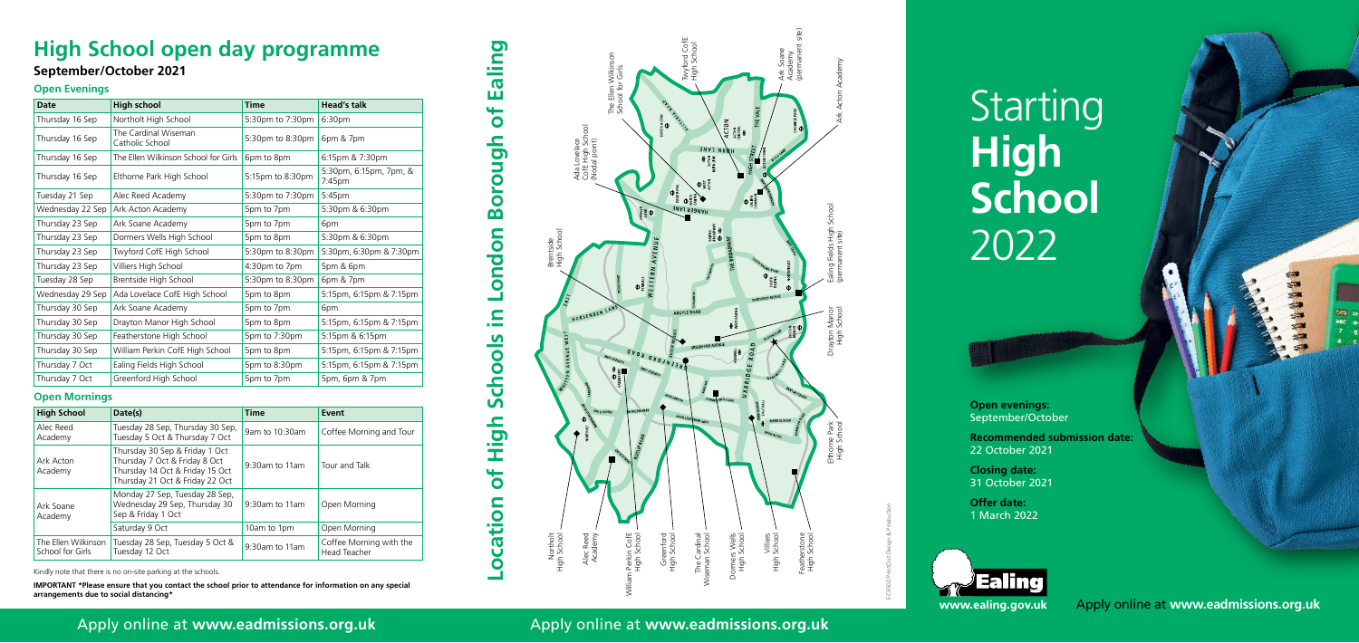# High School open day programme

## September/October 2021

### Open Evenings

| Date | High school | Time | Head's talk |
|---|---|---|---|
| Thursday 16 Sep | Northolt High School | 5:30pm to 7:30pm | 6:30pm |
| Thursday 16 Sep | The Cardinal Wiseman Catholic School | 5:30pm to 8:30pm | 6pm & 7pm |
| Thursday 16 Sep | The Ellen Wilkinson School for Girls | 6pm to 8pm | 6:15pm & 7:30pm |
| Thursday 16 Sep | Elthorne Park High School | 5:15pm to 8:30pm | 5:30pm, 6:15pm, 7pm, & 7:45pm |
| Tuesday 21 Sep | Alec Reed Academy | 5:30pm to 7:30pm | 5:45pm |
| Wednesday 22 Sep | Ark Acton Academy | 5pm to 7pm | 5:30pm & 6:30pm |
| Thursday 23 Sep | Ark Soane Academy | 5pm to 7pm | 6pm |
| Thursday 23 Sep | Dormers Wells High School | 5pm to 8pm | 5:30pm & 6:30pm |
| Thursday 23 Sep | Twyford CofE High School | 5:30pm to 8:30pm | 5:30pm, 6:30pm & 7:30pm |
| Thursday 23 Sep | Villiers High School | 4:30pm to 7pm | 5pm & 6pm |
| Tuesday 28 Sep | Brentside High School | 5:30pm to 8:30pm | 6pm & 7pm |
| Wednesday 29 Sep | Ada Lovelace CofE High School | 5pm to 8pm | 5:15pm, 6:15pm & 7:15pm |
| Thursday 30 Sep | Ark Soane Academy | 5pm to 7pm | 6pm |
| Thursday 30 Sep | Drayton Manor High School | 5pm to 8pm | 5:15pm, 6:15pm & 7:15pm |
| Thursday 30 Sep | Featherstone High School | 5pm to 7:30pm | 5:15pm & 6:15pm |
| Thursday 30 Sep | William Perkin CofE High School | 5pm to 8pm | 5:15pm, 6:15pm & 7:15pm |
| Thursday 7 Oct | Ealing Fields High School | 5pm to 8:30pm | 5:15pm, 6:15pm & 7:15pm |
| Thursday 7 Oct | Greenford High School | 5pm to 7pm | 5pm, 6pm & 7pm |

### Open Mornings

| High School | Date(s) | Time | Event |
|---|---|---|---|
| Alec Reed Academy | Tuesday 28 Sep, Thursday 30 Sep, Tuesday 5 Oct & Thursday 7 Oct | 9am to 10:30am | Coffee Morning and Tour |
| Ark Acton Academy | Thursday 30 Sep & Friday 1 Oct Thursday 7 Oct & Friday 8 Oct Thursday 14 Oct & Friday 15 Oct Thursday 21 Oct & Friday 22 Oct | 9:30am to 11am | Tour and Talk |
| Ark Soane Academy | Monday 27 Sep, Tuesday 28 Sep, Wednesday 29 Sep, Thursday 30 Sep & Friday 1 Oct | 9:30am to 11am | Open Morning |
| | Saturday 9 Oct | 10am to 1pm | Open Morning |
| The Ellen Wilkinson School for Girls | Tuesday 28 Sep, Tuesday 5 Oct & Tuesday 12 Oct | 9:30am to 11am | Coffee Morning with the Head Teacher |

Kindly note that there is no on-site parking at the schools.

**IMPORTANT \*Please ensure that you contact the school prior to attendance for information on any special arrangements due to social distancing\***

Apply online at **www.eadmissions.org.uk**

# Location of High Schools in London Borough of Ealing

Northolt High School
Alec Reed Academy
William Perkin CofE High School
Greenford High School
The Cardinal Wiseman School
Dormers Wells High School
Villiers High School
Featherstone High School
Elthorne Park High School
Drayton Manor High School
Ealing Fields High School (permanent site)
Ark Acton Academy
Ark Soane Academy (permanent site)
Twyford CofE High School
The Ellen Wilkinson School for Girls
Ada Lovelace CofE High School (Nodal point)
Brentside High School

Apply online at **www.eadmissions.org.uk**

# Starting **High School** 2022

**Open evenings:**
September/October

**Recommended submission date:**
22 October 2021

**Closing date:**
31 October 2021

**Offer date:**
1 March 2022

Ealing
www.ealing.gov.uk

Apply online at **www.eadmissions.org.uk**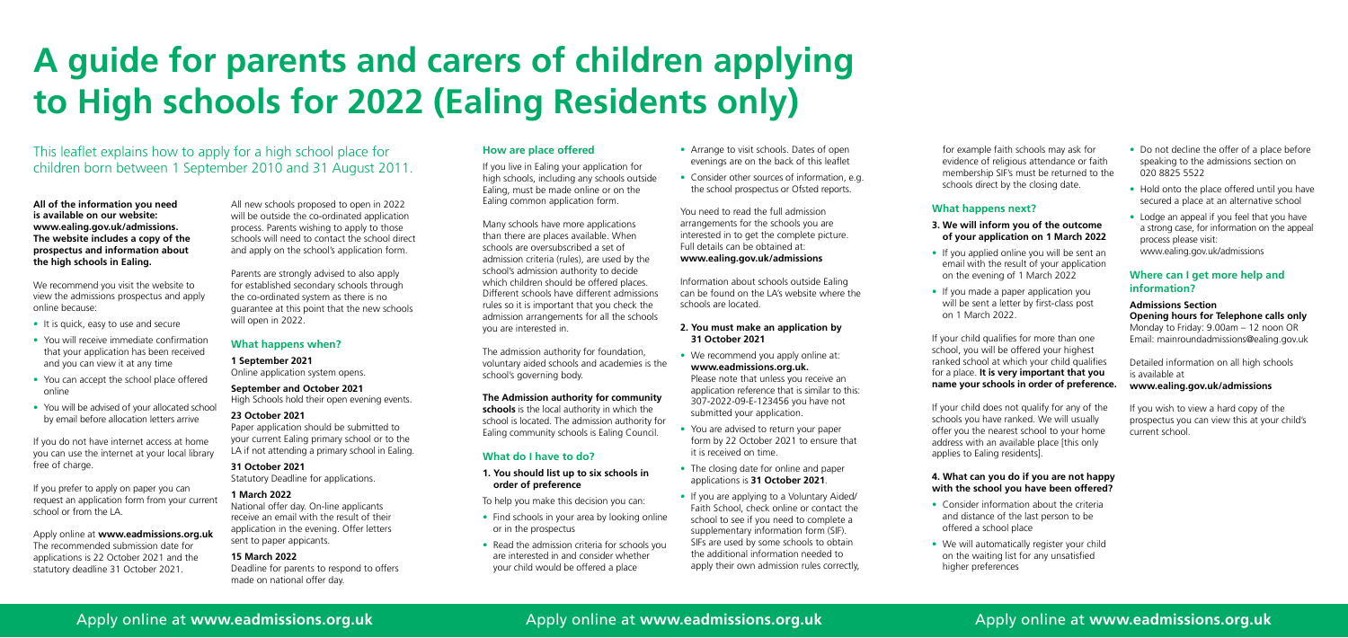# A guide for parents and carers of children applying to High schools for 2022 (Ealing Residents only)

This leaflet explains how to apply for a high school place for children born between 1 September 2010 and 31 August 2011.

**All of the information you need is available on our website: www.ealing.gov.uk/admissions. The website includes a copy of the prospectus and information about the high schools in Ealing.**

We recommend you visit the website to view the admissions prospectus and apply online because:

- It is quick, easy to use and secure
- You will receive immediate confirmation that your application has been received and you can view it at any time
- You can accept the school place offered online
- You will be advised of your allocated school by email before allocation letters arrive

If you do not have internet access at home you can use the internet at your local library free of charge.

If you prefer to apply on paper you can request an application form from your current school or from the LA.

Apply online at **www.eadmissions.org.uk** The recommended submission date for applications is 22 October 2021 and the statutory deadline 31 October 2021.

All new schools proposed to open in 2022 will be outside the co-ordinated application process. Parents wishing to apply to those schools will need to contact the school direct and apply on the school's application form.

Parents are strongly advised to also apply for established secondary schools through the co-ordinated system as there is no guarantee at this point that the new schools will open in 2022.

## What happens when?

**1 September 2021**
Online application system opens.

**September and October 2021**
High Schools hold their open evening events.

**23 October 2021**
Paper application should be submitted to your current Ealing primary school or to the LA if not attending a primary school in Ealing.

**31 October 2021**
Statutory Deadline for applications.

**1 March 2022**
National offer day. On-line applicants receive an email with the result of their application in the evening. Offer letters sent to paper appicants.

**15 March 2022**
Deadline for parents to respond to offers made on national offer day.

## How are place offered

If you live in Ealing your application for high schools, including any schools outside Ealing, must be made online or on the Ealing common application form.

Many schools have more applications than there are places available. When schools are oversubscribed a set of admission criteria (rules), are used by the school's admission authority to decide which children should be offered places. Different schools have different admissions rules so it is important that you check the admission arrangements for all the schools you are interested in.

The admission authority for foundation, voluntary aided schools and academies is the school's governing body.

**The Admission authority for community schools** is the local authority in which the school is located. The admission authority for Ealing community schools is Ealing Council.

## What do I have to do?

**1. You should list up to six schools in order of preference**

To help you make this decision you can:

- Find schools in your area by looking online or in the prospectus
- Read the admission criteria for schools you are interested in and consider whether your child would be offered a place
- Arrange to visit schools. Dates of open evenings are on the back of this leaflet
- Consider other sources of information, e.g. the school prospectus or Ofsted reports.

You need to read the full admission arrangements for the schools you are interested in to get the complete picture. Full details can be obtained at: **www.ealing.gov.uk/admissions**

Information about schools outside Ealing can be found on the LA's website where the schools are located.

**2. You must make an application by 31 October 2021**

- We recommend you apply online at: **www.eadmissions.org.uk.** Please note that unless you receive an application reference that is similar to this: 307-2022-09-E-123456 you have not submitted your application.
- You are advised to return your paper form by 22 October 2021 to ensure that it is received on time.
- The closing date for online and paper applications is **31 October 2021**.
- If you are applying to a Voluntary Aided/ Faith School, check online or contact the school to see if you need to complete a supplementary information form (SIF). SIFs are used by some schools to obtain the additional information needed to apply their own admission rules correctly, for example faith schools may ask for evidence of religious attendance or faith membership SIF's must be returned to the schools direct by the closing date.

## What happens next?

**3. We will inform you of the outcome of your application on 1 March 2022**

- If you applied online you will be sent an email with the result of your application on the evening of 1 March 2022
- If you made a paper application you will be sent a letter by first-class post on 1 March 2022.

If your child qualifies for more than one school, you will be offered your highest ranked school at which your child qualifies for a place. **It is very important that you name your schools in order of preference.**

If your child does not qualify for any of the schools you have ranked. We will usually offer you the nearest school to your home address with an available place [this only applies to Ealing residents].

**4. What can you do if you are not happy with the school you have been offered?**

- Consider information about the criteria and distance of the last person to be offered a school place
- We will automatically register your child on the waiting list for any unsatisfied higher preferences
- Do not decline the offer of a place before speaking to the admissions section on 020 8825 5522
- Hold onto the place offered until you have secured a place at an alternative school
- Lodge an appeal if you feel that you have a strong case, for information on the appeal process please visit: www.ealing.gov.uk/admissions

## Where can I get more help and information?

**Admissions Section**
**Opening hours for Telephone calls only**
Monday to Friday: 9.00am – 12 noon OR
Email: mainroundadmissions@ealing.gov.uk

Detailed information on all high schools is available at
**www.ealing.gov.uk/admissions**

If you wish to view a hard copy of the prospectus you can view this at your child's current school.

Apply online at **www.eadmissions.org.uk**